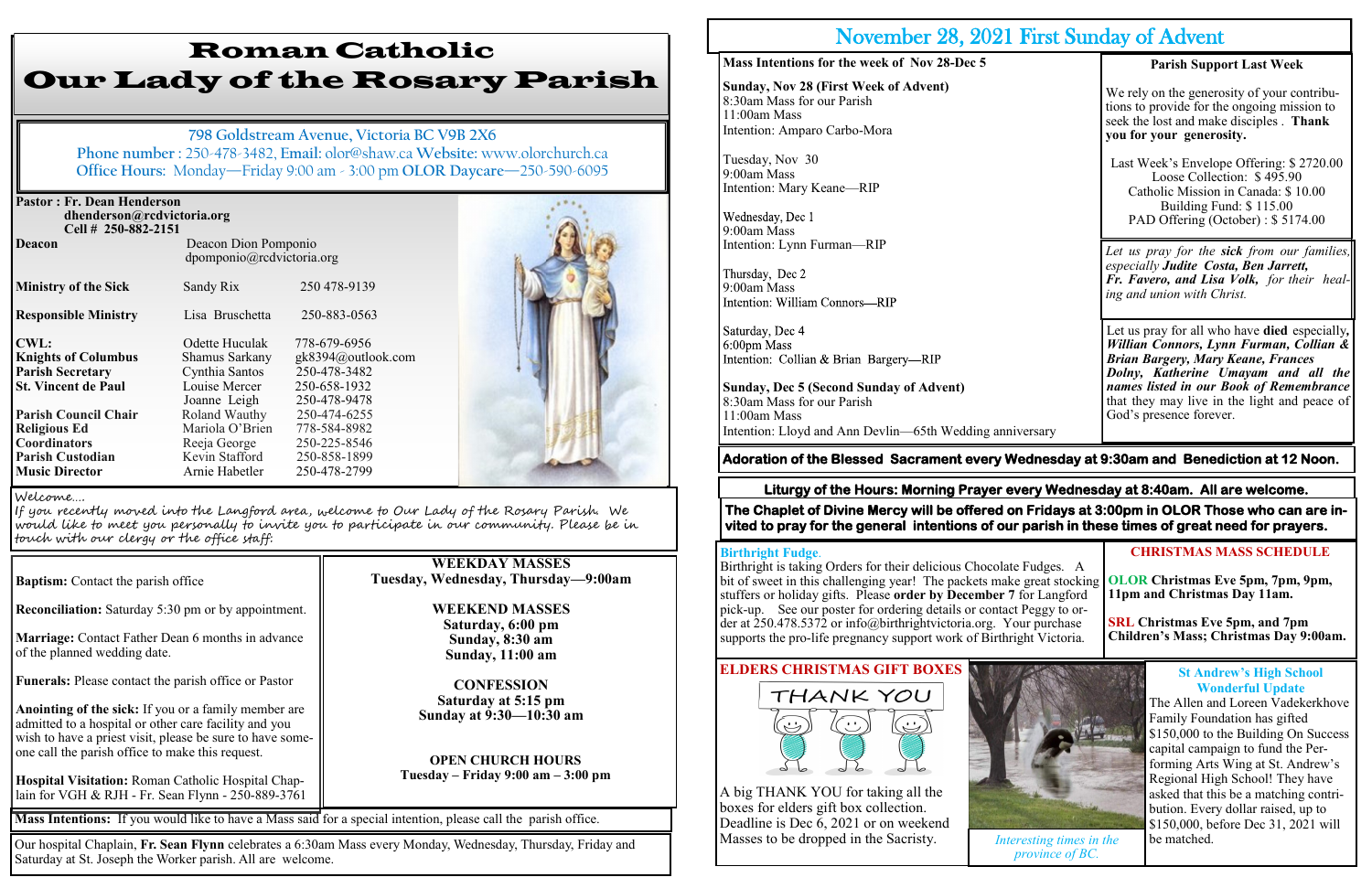# Roman Catholic
# Our Lady of the Rosary Parish

798 Goldstream Avenue, Victoria BC V9B 2X6
Phone number : 250-478-3482, Email: olor@shaw.ca Website: www.olorchurch.ca
Office Hours: Monday—Friday 9:00 am - 3:00 pm OLOR Daycare—250-590-6095

**Pastor : Fr. Dean Henderson**
dhenderson@rcdvictoria.org
Cell # 250-882-2151

| | | |
|---|---|---|
| **Deacon** | Deacon Dion Pomponio dpomponio@rcdvictoria.org | |
| **Ministry of the Sick** | Sandy Rix | 250 478-9139 |
| **Responsible Ministry** | Lisa Bruschetta | 250-883-0563 |
| **CWL:** | Odette Huculak | 778-679-6956 |
| **Knights of Columbus** | Shamus Sarkany | gk8394@outlook.com |
| **Parish Secretary** | Cynthia Santos | 250-478-3482 |
| **St. Vincent de Paul** | Louise Mercer | 250-658-1932 |
| | Joanne Leigh | 250-478-9478 |
| **Parish Council Chair** | Roland Wauthy | 250-474-6255 |
| **Religious Ed** | Mariola O'Brien | 778-584-8982 |
| **Coordinators** | Reeja George | 250-225-8546 |
| **Parish Custodian** | Kevin Stafford | 250-858-1899 |
| **Music Director** | Arnie Habetler | 250-478-2799 |

Welcome....
If you recently moved into the Langford area, welcome to Our Lady of the Rosary Parish. We would like to meet you personally to invite you to participate in our community. Please be in touch with our clergy or the office staff.

**Baptism:** Contact the parish office

**Reconciliation:** Saturday 5:30 pm or by appointment.

**Marriage:** Contact Father Dean 6 months in advance of the planned wedding date.

**Funerals:** Please contact the parish office or Pastor

**Anointing of the sick:** If you or a family member are admitted to a hospital or other care facility and you wish to have a priest visit, please be sure to have someone call the parish office to make this request.

**Hospital Visitation:** Roman Catholic Hospital Chaplain for VGH & RJH - Fr. Sean Flynn - 250-889-3761

**WEEKDAY MASSES**
**Tuesday, Wednesday, Thursday—9:00am**

**WEEKEND MASSES**
**Saturday, 6:00 pm**
**Sunday, 8:30 am**
**Sunday, 11:00 am**

**CONFESSION**
**Saturday at 5:15 pm**
**Sunday at 9:30—10:30 am**

**OPEN CHURCH HOURS**
**Tuesday – Friday 9:00 am – 3:00 pm**

**Mass Intentions:** If you would like to have a Mass said for a special intention, please call the parish office.

Our hospital Chaplain, **Fr. Sean Flynn** celebrates a 6:30am Mass every Monday, Wednesday, Thursday, Friday and Saturday at St. Joseph the Worker parish. All are welcome.

# November 28, 2021 First Sunday of Advent

**Mass Intentions for the week of Nov 28-Dec 5**

**Sunday, Nov 28 (First Week of Advent)**
8:30am Mass for our Parish
11:00am Mass
Intention: Amparo Carbo-Mora

Tuesday, Nov 30
9:00am Mass
Intention: Mary Keane—RIP

Wednesday, Dec 1
9:00am Mass
Intention: Lynn Furman—RIP

Thursday, Dec 2
9:00am Mass
Intention: William Connors—RIP

Saturday, Dec 4
6:00pm Mass
Intention: Collian & Brian Bargery—RIP

**Sunday, Dec 5 (Second Sunday of Advent)**
8:30am Mass for our Parish
11:00am Mass
Intention: Lloyd and Ann Devlin—65th Wedding anniversary

**Parish Support Last Week**

We rely on the generosity of your contributions to provide for the ongoing mission to seek the lost and make disciples . **Thank you for your generosity.**

Last Week's Envelope Offering: $ 2720.00
Loose Collection: $ 495.90
Catholic Mission in Canada: $ 10.00
Building Fund: $ 115.00
PAD Offering (October) : $ 5174.00

*Let us pray for the **sick** from our families, especially **Judite Costa, Ben Jarrett, Fr. Favero, and Lisa Volk,** for their healing and union with Christ.*

Let us pray for all who have **died** especially, ***Willian Connors, Lynn Furman, Collian & Brian Bargery, Mary Keane, Frances Dolny, Katherine Umayam and all the names listed in our Book of Remembrance*** that they may live in the light and peace of God's presence forever.

**Adoration of the Blessed Sacrament every Wednesday at 9:30am and Benediction at 12 Noon.**

**Liturgy of the Hours: Morning Prayer every Wednesday at 8:40am. All are welcome.**

**The Chaplet of Divine Mercy will be offered on Fridays at 3:00pm in OLOR Those who can are invited to pray for the general intentions of our parish in these times of great need for prayers.**

**Birthright Fudge.**
Birthright is taking Orders for their delicious Chocolate Fudges. A bit of sweet in this challenging year! The packets make great stocking stuffers or holiday gifts. Please **order by December 7** for Langford pick-up. See our poster for ordering details or contact Peggy to order at 250.478.5372 or info@birthrightvictoria.org. Your purchase supports the pro-life pregnancy support work of Birthright Victoria.

**CHRISTMAS MASS SCHEDULE**

**OLOR Christmas Eve 5pm, 7pm, 9pm, 11pm and Christmas Day 11am.**

**SRL Christmas Eve 5pm, and 7pm Children's Mass; Christmas Day 9:00am.**

**ELDERS CHRISTMAS GIFT BOXES**

A big THANK YOU for taking all the boxes for elders gift box collection. Deadline is Dec 6, 2021 or on weekend Masses to be dropped in the Sacristy.

*Interesting times in the province of BC.*

**St Andrew's High School Wonderful Update**
The Allen and Loreen Vadekerkhove Family Foundation has gifted $150,000 to the Building On Success capital campaign to fund the Performing Arts Wing at St. Andrew's Regional High School! They have asked that this be a matching contribution. Every dollar raised, up to $150,000, before Dec 31, 2021 will be matched.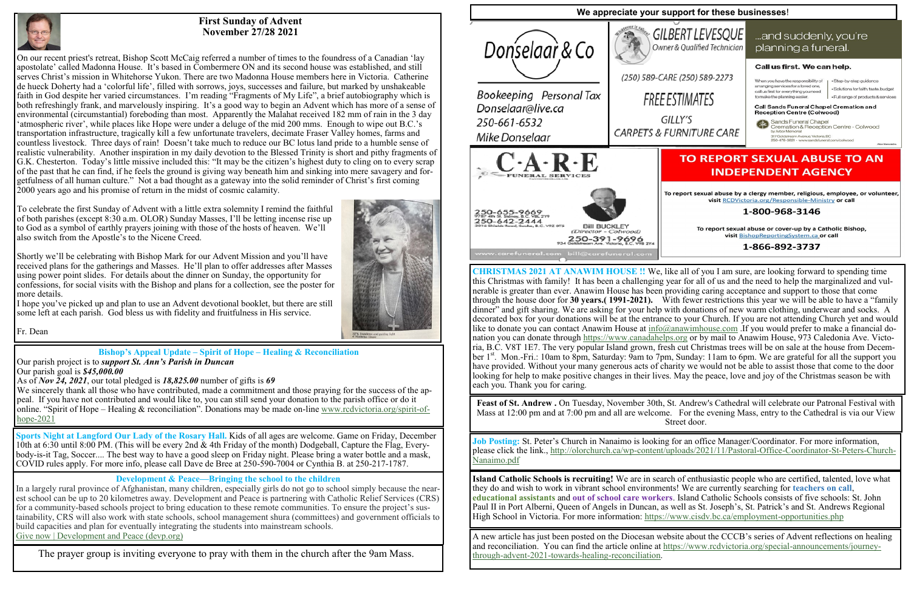# First Sunday of Advent
## November 27/28 2021

On our recent priest's retreat, Bishop Scott McCaig referred a number of times to the foundress of a Canadian 'lay apostolate' called Madonna House. It's based in Combermere ON and its second house was established, and still serves Christ's mission in Whitehorse Yukon. There are two Madonna House members here in Victoria. Catherine de hueck Doherty had a 'colorful life', filled with sorrows, joys, successes and failure, but marked by unshakeable faith in God despite her varied circumstances. I'm reading "Fragments of My Life", a brief autobiography which is both refreshingly frank, and marvelously inspiring. It's a good way to begin an Advent which has more of a sense of environmental (circumstantial) foreboding than most. Apparently the Malahat received 182 mm of rain in the 3 day 'atmospheric river', while places like Hope were under a deluge of the mid 200 mms. Enough to wipe out B.C.'s transportation infrastructure, tragically kill a few unfortunate travelers, decimate Fraser Valley homes, farms and countless livestock. Three days of rain! Doesn't take much to reduce our BC lotus land pride to a humble sense of realistic vulnerability. Another inspiration in my daily devotion to the Blessed Trinity is short and pithy fragments of G.K. Chesterton. Today's little missive included this: "It may be the citizen's highest duty to cling on to every scrap of the past that he can find, if he feels the ground is giving way beneath him and sinking into mere savagery and forgetfulness of all human culture." Not a bad thought as a gateway into the solid reminder of Christ's first coming 2000 years ago and his promise of return in the midst of cosmic calamity.

To celebrate the first Sunday of Advent with a little extra solemnity I remind the faithful of both parishes (except 8:30 a.m. OLOR) Sunday Masses, I'll be letting incense rise up to God as a symbol of earthly prayers joining with those of the hosts of heaven. We'll also switch from the Apostle's to the Nicene Creed.

Shortly we'll be celebrating with Bishop Mark for our Advent Mission and you'll have received plans for the gatherings and Masses. He'll plan to offer addresses after Masses using power point slides. For details about the dinner on Sunday, the opportunity for confessions, for social visits with the Bishop and plans for a collection, see the poster for more details.

I hope you've picked up and plan to use an Advent devotional booklet, but there are still some left at each parish. God bless us with fidelity and fruitfulness in His service.

Fr. Dean

### Bishop's Appeal Update – Spirit of Hope – Healing & Reconciliation

Our parish project is to ***support St. Ann's Parish in Duncan***
Our parish goal is ***$45,000.00***
As of ***Nov 24, 2021***, our total pledged is ***18,825.00*** number of gifts is ***69***
We sincerely thank all those who have contributed, made a commitment and those praying for the success of the appeal. If you have not contributed and would like to, you can still send your donation to the parish office or do it online. "Spirit of Hope – Healing & reconciliation". Donations may be made on-line www.rcdvictoria.org/spirit-of-hope-2021

**Sports Night at Langford Our Lady of the Rosary Hall.** Kids of all ages are welcome. Game on Friday, December 10th at 6:30 until 8:00 PM. (This will be every 2nd & 4th Friday of the month) Dodgeball, Capture the Flag, Everybody-is-it Tag, Soccer.... The best way to have a good sleep on Friday night. Please bring a water bottle and a mask, COVID rules apply. For more info, please call Dave de Bree at 250-590-7004 or Cynthia B. at 250-217-1787.

### Development & Peace—Bringing the school to the children

In a largely rural province of Afghanistan, many children, especially girls do not go to school simply because the nearest school can be up to 20 kilometres away. Development and Peace is partnering with Catholic Relief Services (CRS) for a community-based schools project to bring education to these remote communities. To ensure the project's sustainability, CRS will also work with state schools, school management shura (committees) and government officials to build capacities and plan for eventually integrating the students into mainstream schools.
Give now | Development and Peace (devp.org)

The prayer group is inviting everyone to pray with them in the church after the 9am Mass.

**We appreciate your support for these businesses!**

Donselaar & Co — Bookeeping Personal Tax — Donselaar@live.ca — 250-661-6532 — Mike Donselaar

GILBERT LEVESQUE — Owner & Qualified Technician — (250) 589-CARE (250) 589-2273 — FREE ESTIMATES — GILLY'S CARPETS & FURNITURE CARE

...and suddenly, you're planning a funeral. Call us first. We can help. When you have the responsibility of arranging services for a loved one, call us first for everything you need to make the planning easier. • Step-by-step guidance • Solutions for faith, taste, budget • Full range of products & services. Call Sands Funeral Chapel Cremation and Reception Centre (Colwood) — Sands Funeral Chapel Cremation & Reception Centre - Colwood

C·A·R·E FUNERAL SERVICES — 250-655-9669 — 250-642-2444 — Bill Buckley (Director - Colwood) — 250-391-9696 — www.carefuneral.com bill@carefuneral.com

## TO REPORT SEXUAL ABUSE TO AN INDEPENDENT AGENCY

To report sexual abuse by a clergy member, religious, employee, or volunteer, visit RCDVictoria.org/Responsible-Ministry or call

**1-800-968-3146**

To report sexual abuse or cover-up by a Catholic Bishop, visit BishopReportingSystem.ca or call

**1-866-892-3737**

**CHRISTMAS 2021 AT ANAWIM HOUSE !!** We, like all of you I am sure, are looking forward to spending time this Christmas with family! It has been a challenging year for all of us and the need to help the marginalized and vulnerable is greater than ever. Anawim House has been providing caring acceptance and support to those that come through the house door for **30 years.( 1991-2021).** With fewer restrictions this year we will be able to have a "family dinner" and gift sharing. We are asking for your help with donations of new warm clothing, underwear and socks. A decorated box for your donations will be at the entrance to your Church. If you are not attending Church yet and would like to donate you can contact Anawim House at info@anawimhouse.com .If you would prefer to make a financial donation you can donate through https://www.canadahelps.org or by mail to Anawim House, 973 Caledonia Ave. Victoria, B.C. V8T 1E7. The very popular Island grown, fresh cut Christmas trees will be on sale at the house from December 1st. Mon.-Fri.: 10am to 8pm, Saturday: 9am to 7pm, Sunday: 11am to 6pm. We are grateful for all the support you have provided. Without your many generous acts of charity we would not be able to assist those that come to the door looking for help to make positive changes in their lives. May the peace, love and joy of the Christmas season be with each you. Thank you for caring.

**Feast of St. Andrew .** On Tuesday, November 30th, St. Andrew's Cathedral will celebrate our Patronal Festival with Mass at 12:00 pm and at 7:00 pm and all are welcome. For the evening Mass, entry to the Cathedral is via our View Street door.

**Job Posting:** St. Peter's Church in Nanaimo is looking for an office Manager/Coordinator. For more information, please click the link., http://olorchurch.ca/wp-content/uploads/2021/11/Pastoral-Office-Coordinator-St-Peters-Church-Nanaimo.pdf

**Island Catholic Schools is recruiting!** We are in search of enthusiastic people who are certified, talented, love what they do and wish to work in vibrant school environments! We are currently searching for **teachers on call**, **educational assistants** and **out of school care workers**. Island Catholic Schools consists of five schools: St. John Paul II in Port Alberni, Queen of Angels in Duncan, as well as St. Joseph's, St. Patrick's and St. Andrews Regional High School in Victoria. For more information: https://www.cisdv.bc.ca/employment-opportunities.php

A new article has just been posted on the Diocesan website about the CCCB's series of Advent reflections on healing and reconciliation. You can find the article online at https://www.rcdvictoria.org/special-announcements/journey-through-advent-2021-towards-healing-reconciliation.